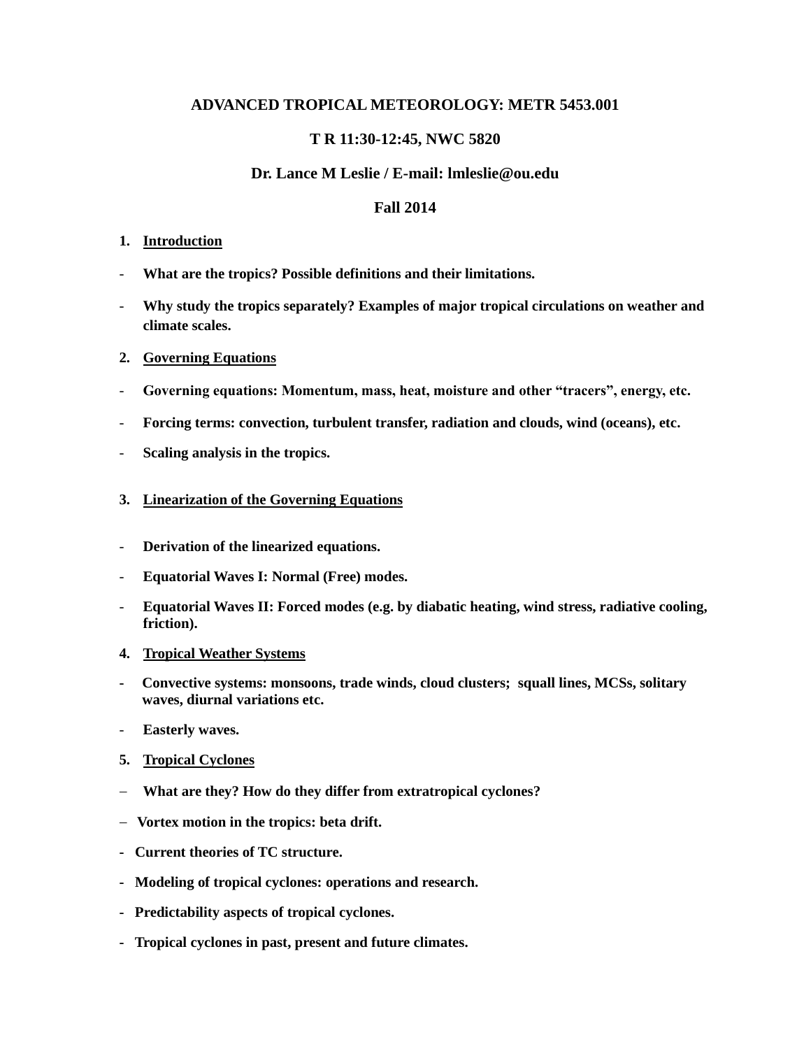**ADVANCED TROPICAL METEOROLOGY: METR 5453.001**

**T R 11:30-12:45, NWC 5820**

**Dr. Lance M Leslie / E-mail: lmleslie@ou.edu**

**Fall 2014**

1. **Introduction**

- **What are the tropics? Possible definitions and their limitations.**
- **Why study the tropics separately? Examples of major tropical circulations on weather and climate scales.**

2. **Governing Equations**

- **Governing equations: Momentum, mass, heat, moisture and other "tracers", energy, etc.**
- **Forcing terms: convection, turbulent transfer, radiation and clouds, wind (oceans), etc.**
- **Scaling analysis in the tropics.**

3. **Linearization of the Governing Equations**

- **Derivation of the linearized equations.**
- **Equatorial Waves I: Normal (Free) modes.**
- **Equatorial Waves II: Forced modes (e.g. by diabatic heating, wind stress, radiative cooling, friction).**

4. **Tropical Weather Systems**

- **Convective systems: monsoons, trade winds, cloud clusters; squall lines, MCSs, solitary waves, diurnal variations etc.**
- **Easterly waves.**

5. **Tropical Cyclones**

- **What are they? How do they differ from extratropical cyclones?**
- **Vortex motion in the tropics: beta drift.**
- **Current theories of TC structure.**
- **Modeling of tropical cyclones: operations and research.**
- **Predictability aspects of tropical cyclones.**
- **Tropical cyclones in past, present and future climates.**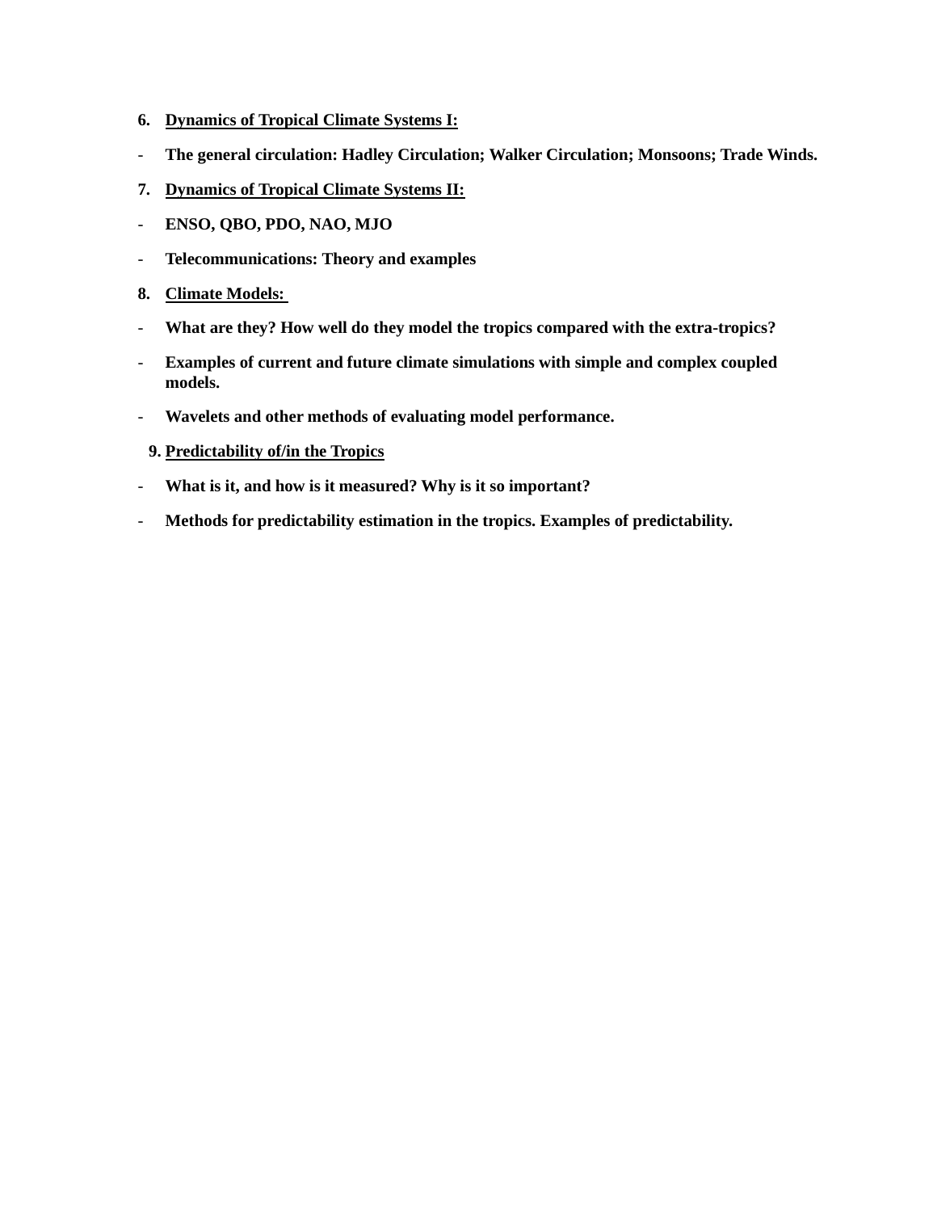6. **<u>Dynamics of Tropical Climate Systems I:</u>**

- **The general circulation: Hadley Circulation; Walker Circulation; Monsoons; Trade Winds.**

7. **<u>Dynamics of Tropical Climate Systems II:</u>**

- **ENSO, QBO, PDO, NAO, MJO**
- **Telecommunications: Theory and examples**

8. **<u>Climate Models:</u>**

- **What are they? How well do they model the tropics compared with the extra-tropics?**
- **Examples of current and future climate simulations with simple and complex coupled models.**
- **Wavelets and other methods of evaluating model performance.**

9. **<u>Predictability of/in the Tropics</u>**

- **What is it, and how is it measured? Why is it so important?**
- **Methods for predictability estimation in the tropics. Examples of predictability.**